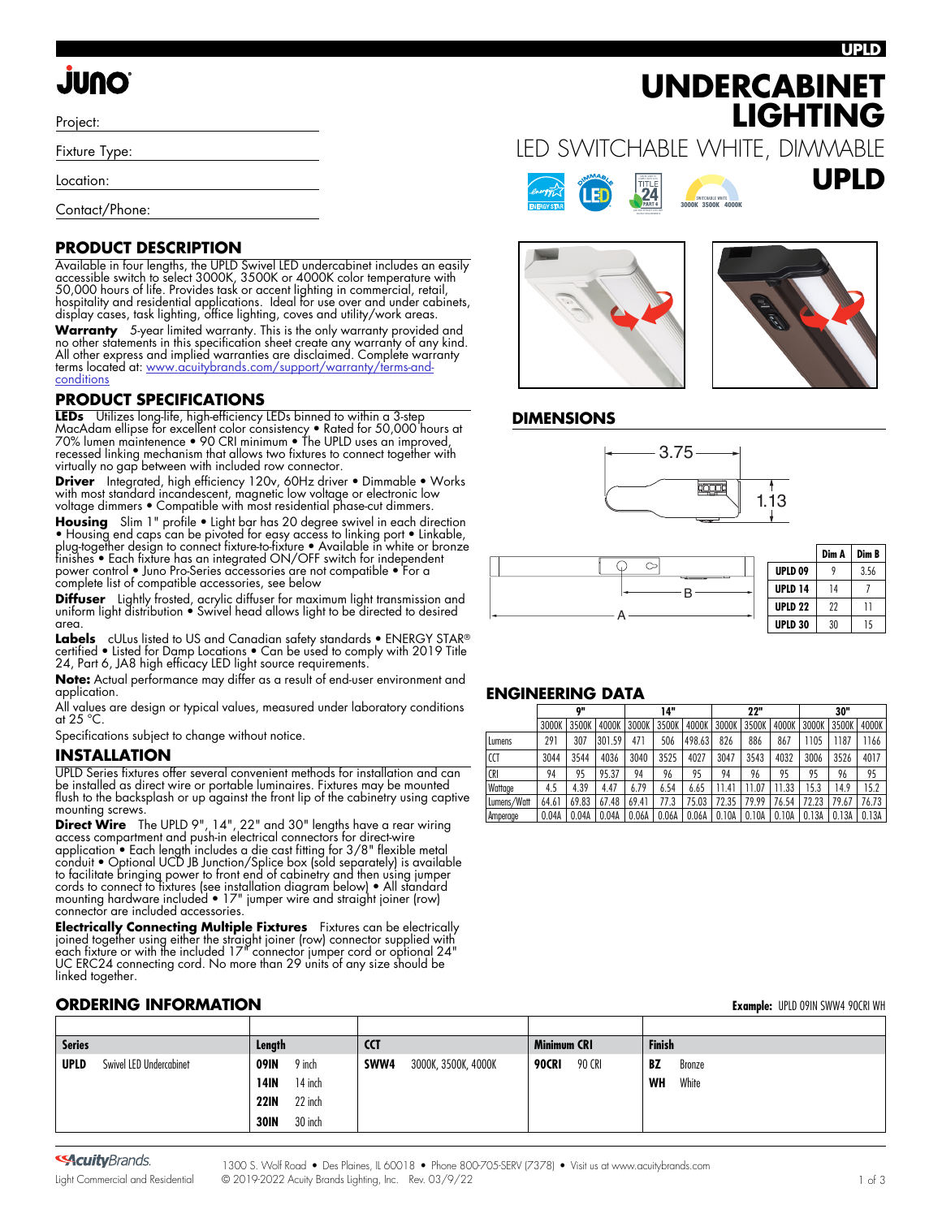# UNDERCABINET LIGHTING

LED SWITCHABLE WHITE, DIMMABLE

**UPLD**

Project:

Fixture Type:

Location:

Contact/Phone:

## PRODUCT DESCRIPTION

Available in four lengths, the UPLD Swivel LED undercabinet includes an easily accessible switch to select 3000K, 3500K or 4000K color temperature with 50,000 hours of life. Provides task or accent lighting in commercial, retail, hospitality and residential applications. Ideal for use over and under cabinets, display cases, task lighting, office lighting, coves and utility/work areas.

**Warranty** 5-year limited warranty. This is the only warranty provided and no other statements in this specification sheet create any warranty of any kind. All other express and implied warranties are disclaimed. Complete warranty terms located at: www.acuitybrands.com/support/warranty/terms-and-conditions

## PRODUCT SPECIFICATIONS

**LEDs** Utilizes long-life, high-efficiency LEDs binned to within a 3-step MacAdam ellipse for excellent color consistency • Rated for 50,000 hours at 70% lumen maintenence • 90 CRI minimum • The UPLD uses an improved, recessed linking mechanism that allows two fixtures to connect together with virtually no gap between with included row connector.

**Driver** Integrated, high efficiency 120v, 60Hz driver • Dimmable • Works with most standard incandescent, magnetic low voltage or electronic low voltage dimmers • Compatible with most residential phase-cut dimmers.

**Housing** Slim 1" profile • Light bar has 20 degree swivel in each direction • Housing end caps can be pivoted for easy access to linking port • Linkable, plug-together design to connect fixture-to-fixture • Available in white or bronze finishes • Each fixture has an integrated ON/OFF switch for independent power control • Juno Pro-Series accessories are not compatible • For a complete list of compatible accessories, see below

**Diffuser** Lightly frosted, acrylic diffuser for maximum light transmission and uniform light distribution • Swivel head allows light to be directed to desired area.

**Labels** cULus listed to US and Canadian safety standards • ENERGY STAR® certified • Listed for Damp Locations • Can be used to comply with 2019 Title 24, Part 6, JA8 high efficacy LED light source requirements.

**Note:** Actual performance may differ as a result of end-user environment and application.

All values are design or typical values, measured under laboratory conditions at 25 °C.

Specifications subject to change without notice.

## INSTALLATION

UPLD Series fixtures offer several convenient methods for installation and can be installed as direct wire or portable luminaires. Fixtures may be mounted flush to the backsplash or up against the front lip of the cabinetry using captive mounting screws.

**Direct Wire** The UPLD 9", 14", 22" and 30" lengths have a rear wiring access compartment and push-in electrical connectors for direct-wire application • Each length includes a die cast fitting for 3/8" flexible metal conduit • Optional UCD JB Junction/Splice box (sold separately) is available to facilitate bringing power to front end of cabinetry and then using jumper cords to connect to fixtures (see installation diagram below) • All standard mounting hardware included • 17" jumper wire and straight joiner (row) connector are included accessories.

**Electrically Connecting Multiple Fixtures** Fixtures can be electrically joined together using either the straight joiner (row) connector supplied with each fixture or with the included 17" connector jumper cord or optional 24" UC ERC24 connecting cord. No more than 29 units of any size should be linked together.

## DIMENSIONS

3.75

1.13

| | Dim A | Dim B |
|---|---|---|
| UPLD 09 | 9 | 3.56 |
| UPLD 14 | 14 | 7 |
| UPLD 22 | 22 | 11 |
| UPLD 30 | 30 | 15 |

## ENGINEERING DATA

| | 9" | | | 14" | | | 22" | | | 30" | | |
|---|---|---|---|---|---|---|---|---|---|---|---|---|
| | 3000K | 3500K | 4000K | 3000K | 3500K | 4000K | 3000K | 3500K | 4000K | 3000K | 3500K | 4000K |
| Lumens | 291 | 307 | 301.59 | 471 | 506 | 498.63 | 826 | 886 | 867 | 1105 | 1187 | 1166 |
| CCT | 3044 | 3544 | 4036 | 3040 | 3525 | 4027 | 3047 | 3543 | 4032 | 3006 | 3526 | 4017 |
| CRI | 94 | 95 | 95.37 | 94 | 96 | 95 | 94 | 96 | 95 | 95 | 96 | 95 |
| Wattage | 4.5 | 4.39 | 4.47 | 6.79 | 6.54 | 6.65 | 11.41 | 11.07 | 11.33 | 15.3 | 14.9 | 15.2 |
| Lumens/Watt | 64.61 | 69.83 | 67.48 | 69.41 | 77.3 | 75.03 | 72.35 | 79.99 | 76.54 | 72.23 | 79.67 | 76.73 |
| Amperage | 0.04A | 0.04A | 0.04A | 0.06A | 0.06A | 0.06A | 0.10A | 0.10A | 0.10A | 0.13A | 0.13A | 0.13A |

## ORDERING INFORMATION

**Example:** UPLD 09IN SWW4 90CRI WH

| Series | | Length | | CCT | | Minimum CRI | | Finish | |
|---|---|---|---|---|---|---|---|---|---|
| **UPLD** | Swivel LED Undercabinet | **09IN** | 9 inch | **SWW4** | 3000K, 3500K, 4000K | **90CRI** | 90 CRI | **BZ** | Bronze |
| | | **14IN** | 14 inch | | | | | **WH** | White |
| | | **22IN** | 22 inch | | | | | | |
| | | **30IN** | 30 inch | | | | | | |

AcuityBrands. Light Commercial and Residential

1300 S. Wolf Road • Des Plaines, IL 60018 • Phone 800-705-SERV (7378) • Visit us at www.acuitybrands.com
© 2019-2022 Acuity Brands Lighting, Inc. Rev. 03/9/22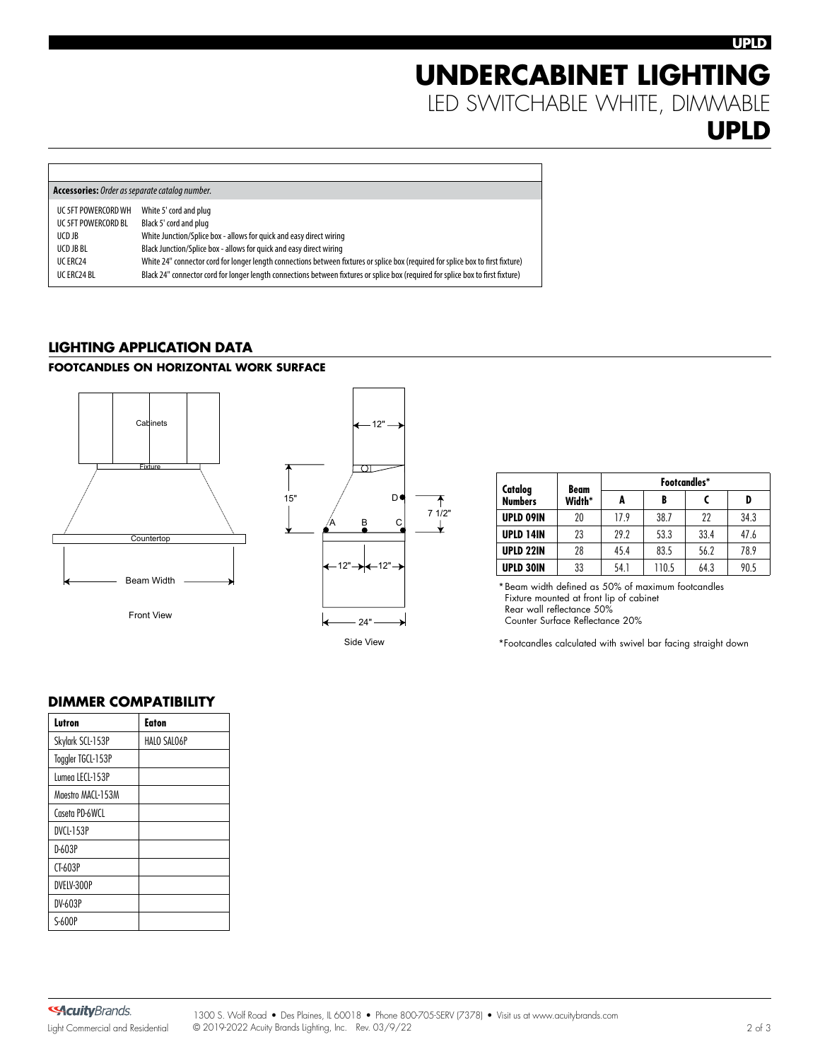# UNDERCABINET LIGHTING

LED SWITCHABLE WHITE, DIMMABLE

**UPLD**

| **Accessories:** *Order as separate catalog number.* | |
|---|---|
| UC 5FT POWERCORD WH | White 5' cord and plug |
| UC 5FT POWERCORD BL | Black 5' cord and plug |
| UCD JB | White Junction/Splice box - allows for quick and easy direct wiring |
| UCD JB BL | Black Junction/Splice box - allows for quick and easy direct wiring |
| UC ERC24 | White 24" connector cord for longer length connections between fixtures or splice box (required for splice box to first fixture) |
| UC ERC24 BL | Black 24" connector cord for longer length connections between fixtures or splice box (required for splice box to first fixture) |

## LIGHTING APPLICATION DATA

### FOOTCANDLES ON HORIZONTAL WORK SURFACE

Cabinets
Fixture
Countertop
Beam Width

Front View

12"
15"
7 1/2"
A B C D
12" 12"
24"

Side View

| Catalog Numbers | Beam Width* | Footcandles* | | | |
|---|---|---|---|---|---|
| | | **A** | **B** | **C** | **D** |
| **UPLD 09IN** | 20 | 17.9 | 38.7 | 22 | 34.3 |
| **UPLD 14IN** | 23 | 29.2 | 53.3 | 33.4 | 47.6 |
| **UPLD 22IN** | 28 | 45.4 | 83.5 | 56.2 | 78.9 |
| **UPLD 30IN** | 33 | 54.1 | 110.5 | 64.3 | 90.5 |

*Beam width defined as 50% of maximum footcandles
Fixture mounted at front lip of cabinet
Rear wall reflectance 50%
Counter Surface Reflectance 20%

*Footcandles calculated with swivel bar facing straight down

## DIMMER COMPATIBILITY

| Lutron | Eaton |
|---|---|
| Skylark SCL-153P | HALO SAL06P |
| Toggler TGCL-153P | |
| Lumea LECL-153P | |
| Maestro MACL-153M | |
| Caseta PD-6WCL | |
| DVCL-153P | |
| D-603P | |
| CT-603P | |
| DVELV-300P | |
| DV-603P | |
| S-600P | |

AcuityBrands.
Light Commercial and Residential

1300 S. Wolf Road • Des Plaines, IL 60018 • Phone 800-705-SERV (7378) • Visit us at www.acuitybrands.com
© 2019-2022 Acuity Brands Lighting, Inc. Rev. 03/9/22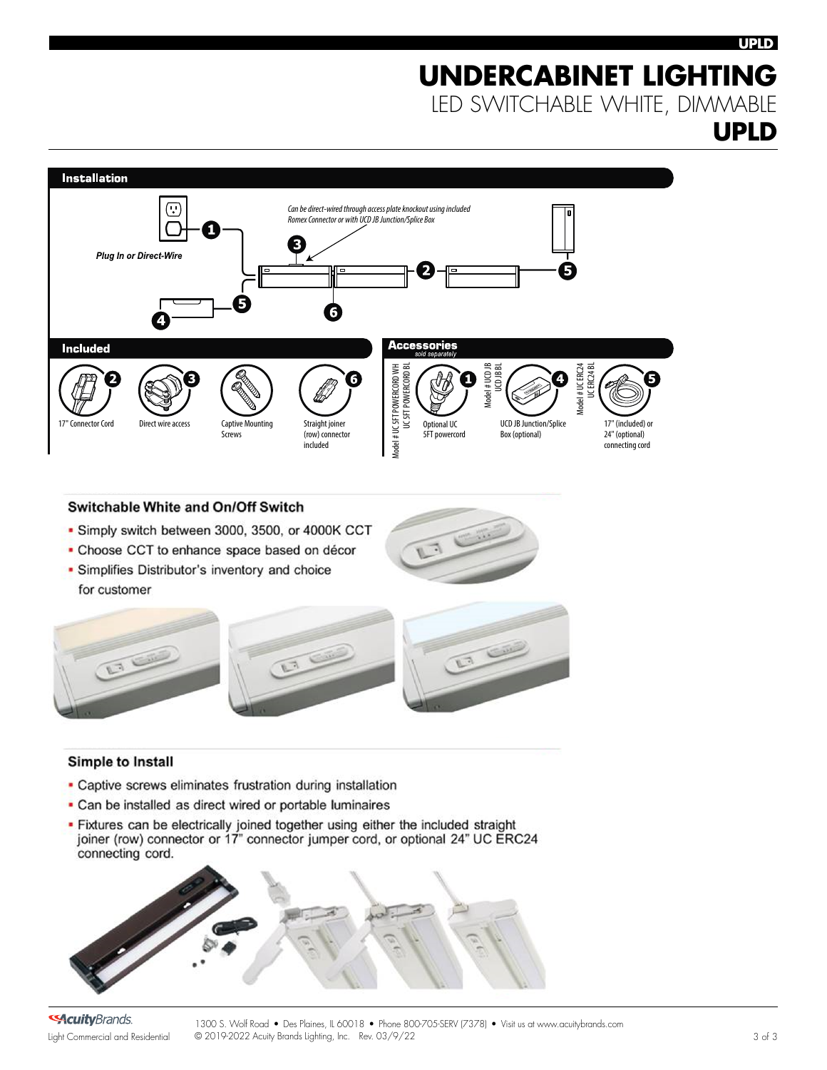# UNDERCABINET LIGHTING

LED SWITCHABLE WHITE, DIMMABLE

**UPLD**

## Installation

Plug In or Direct-Wire

*Can be direct-wired through access plate knockout using included Romex Connector or with UCD JB Junction/Splice Box*

1 2 3 4 5 6

## Included

2 — 17" Connector Cord

3 — Direct wire access

Captive Mounting Screws

6 — Straight joiner (row) connector included

## Accessories

*sold separately*

Model # UC 5FT POWERCORD WH, UC 5FT POWERCORD BL

1 — Optional UC 5FT powercord

Model # UCD JB, UCD JB BL

4 — UCD JB Junction/Splice Box (optional)

Model # UC ERC24, UC ERC24 BL

5 — 17" (included) or 24" (optional) connecting cord

### Switchable White and On/Off Switch

- Simply switch between 3000, 3500, or 4000K CCT
- Choose CCT to enhance space based on décor
- Simplifies Distributor's inventory and choice for customer

### Simple to Install

- Captive screws eliminates frustration during installation
- Can be installed as direct wired or portable luminaires
- Fixtures can be electrically joined together using either the included straight joiner (row) connector or 17" connector jumper cord, or optional 24" UC ERC24 connecting cord.

AcuityBrands. Light Commercial and Residential

1300 S. Wolf Road • Des Plaines, IL 60018 • Phone 800-705-SERV (7378) • Visit us at www.acuitybrands.com

© 2019-2022 Acuity Brands Lighting, Inc. Rev. 03/9/22